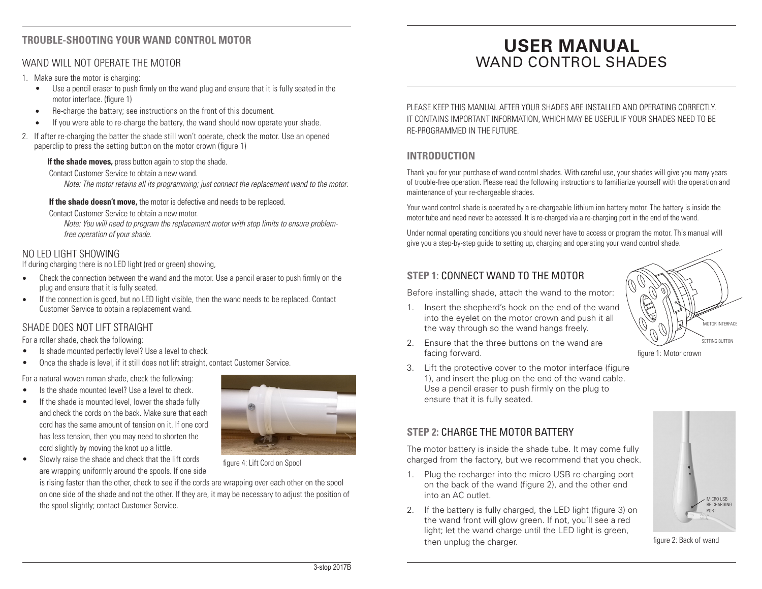# USER MANUAL
## WAND CONTROL SHADES

PLEASE KEEP THIS MANUAL AFTER YOUR SHADES ARE INSTALLED AND OPERATING CORRECTLY. IT CONTAINS IMPORTANT INFORMATION, WHICH MAY BE USEFUL IF YOUR SHADES NEED TO BE RE-PROGRAMMED IN THE FUTURE.

### INTRODUCTION

Thank you for your purchase of wand control shades. With careful use, your shades will give you many years of trouble-free operation. Please read the following instructions to familiarize yourself with the operation and maintenance of your re-chargeable shades.

Your wand control shade is operated by a re-chargeable lithium ion battery motor. The battery is inside the motor tube and need never be accessed. It is re-charged via a re-charging port in the end of the wand.

Under normal operating conditions you should never have to access or program the motor. This manual will give you a step-by-step guide to setting up, charging and operating your wand control shade.

### STEP 1: CONNECT WAND TO THE MOTOR

Before installing shade, attach the wand to the motor:

1. Insert the shepherd's hook on the end of the wand into the eyelet on the motor crown and push it all the way through so the wand hangs freely.
2. Ensure that the three buttons on the wand are facing forward.
3. Lift the protective cover to the motor interface (figure 1), and insert the plug on the end of the wand cable. Use a pencil eraser to push firmly on the plug to ensure that it is fully seated.

MOTOR INTERFACE

SETTING BUTTON

figure 1: Motor crown

### STEP 2: CHARGE THE MOTOR BATTERY

The motor battery is inside the shade tube. It may come fully charged from the factory, but we recommend that you check.

1. Plug the recharger into the micro USB re-charging port on the back of the wand (figure 2), and the other end into an AC outlet.
2. If the battery is fully charged, the LED light (figure 3) on the wand front will glow green. If not, you'll see a red light; let the wand charge until the LED light is green, then unplug the charger.

MICRO USB RE-CHARGING PORT

figure 2: Back of wand

### TROUBLE-SHOOTING YOUR WAND CONTROL MOTOR

#### WAND WILL NOT OPERATE THE MOTOR

1. Make sure the motor is charging:
   - Use a pencil eraser to push firmly on the wand plug and ensure that it is fully seated in the motor interface. (figure 1)
   - Re-charge the battery; see instructions on the front of this document.
   - If you were able to re-charge the battery, the wand should now operate your shade.
2. If after re-charging the batter the shade still won't operate, check the motor. Use an opened paperclip to press the setting button on the motor crown (figure 1)

   **If the shade moves,** press button again to stop the shade.

   Contact Customer Service to obtain a new wand.

   *Note: The motor retains all its programming; just connect the replacement wand to the motor.*

   **If the shade doesn't move,** the motor is defective and needs to be replaced.

   Contact Customer Service to obtain a new motor.

   *Note: You will need to program the replacement motor with stop limits to ensure problem-free operation of your shade.*

#### NO LED LIGHT SHOWING

If during charging there is no LED light (red or green) showing,

- Check the connection between the wand and the motor. Use a pencil eraser to push firmly on the plug and ensure that it is fully seated.
- If the connection is good, but no LED light visible, then the wand needs to be replaced. Contact Customer Service to obtain a replacement wand.

#### SHADE DOES NOT LIFT STRAIGHT

For a roller shade, check the following:

- Is shade mounted perfectly level? Use a level to check.
- Once the shade is level, if it still does not lift straight, contact Customer Service.

For a natural woven roman shade, check the following:

- Is the shade mounted level? Use a level to check.
- If the shade is mounted level, lower the shade fully and check the cords on the back. Make sure that each cord has the same amount of tension on it. If one cord has less tension, then you may need to shorten the cord slightly by moving the knot up a little.
- Slowly raise the shade and check that the lift cords are wrapping uniformly around the spools. If one side is rising faster than the other, check to see if the cords are wrapping over each other on the spool on one side of the shade and not the other. If they are, it may be necessary to adjust the position of the spool slightly; contact Customer Service.

figure 4: Lift Cord on Spool

3-stop 2017B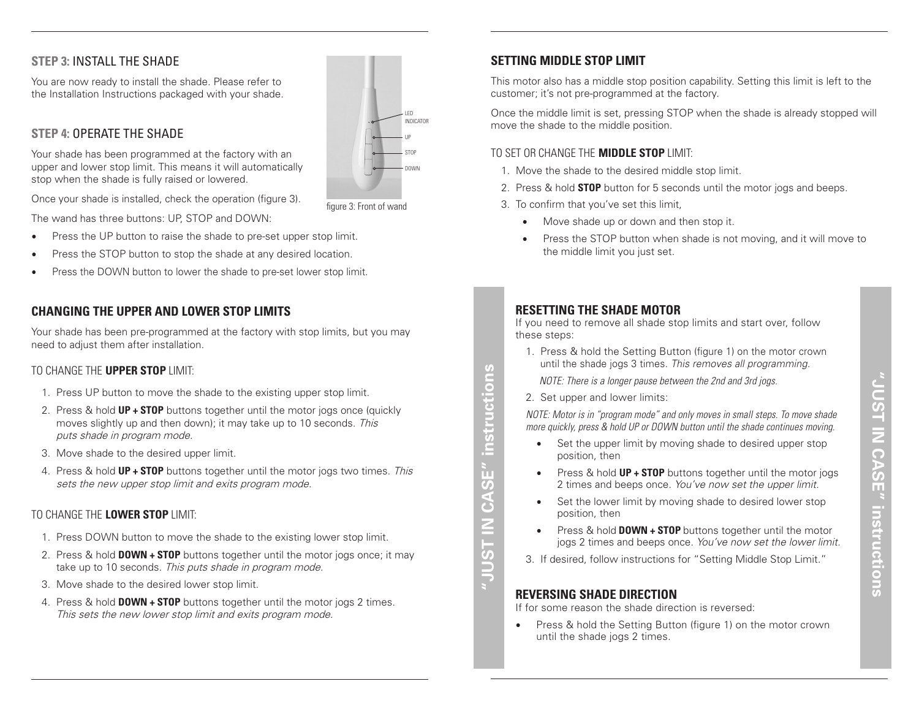## STEP 3: INSTALL THE SHADE

You are now ready to install the shade. Please refer to the Installation Instructions packaged with your shade.

## STEP 4: OPERATE THE SHADE

Your shade has been programmed at the factory with an upper and lower stop limit. This means it will automatically stop when the shade is fully raised or lowered.

Once your shade is installed, check the operation (figure 3).

LED INDICATOR

UP

STOP

DOWN

figure 3: Front of wand

The wand has three buttons: UP, STOP and DOWN:

- Press the UP button to raise the shade to pre-set upper stop limit.
- Press the STOP button to stop the shade at any desired location.
- Press the DOWN button to lower the shade to pre-set lower stop limit.

## CHANGING THE UPPER AND LOWER STOP LIMITS

Your shade has been pre-programmed at the factory with stop limits, but you may need to adjust them after installation.

TO CHANGE THE **UPPER STOP** LIMIT:

1. Press UP button to move the shade to the existing upper stop limit.
2. Press & hold **UP + STOP** buttons together until the motor jogs once (quickly moves slightly up and then down); it may take up to 10 seconds. *This puts shade in program mode.*
3. Move shade to the desired upper limit.
4. Press & hold **UP + STOP** buttons together until the motor jogs two times. *This sets the new upper stop limit and exits program mode.*

TO CHANGE THE **LOWER STOP** LIMIT:

1. Press DOWN button to move the shade to the existing lower stop limit.
2. Press & hold **DOWN + STOP** buttons together until the motor jogs once; it may take up to 10 seconds. *This puts shade in program mode.*
3. Move shade to the desired lower stop limit.
4. Press & hold **DOWN + STOP** buttons together until the motor jogs 2 times. *This sets the new lower stop limit and exits program mode.*

## SETTING MIDDLE STOP LIMIT

This motor also has a middle stop position capability. Setting this limit is left to the customer; it's not pre-programmed at the factory.

Once the middle limit is set, pressing STOP when the shade is already stopped will move the shade to the middle position.

TO SET OR CHANGE THE **MIDDLE STOP** LIMIT:

1. Move the shade to the desired middle stop limit.
2. Press & hold **STOP** button for 5 seconds until the motor jogs and beeps.
3. To confirm that you've set this limit,
   - Move shade up or down and then stop it.
   - Press the STOP button when shade is not moving, and it will move to the middle limit you just set.

"JUST IN CASE" instructions

## RESETTING THE SHADE MOTOR

If you need to remove all shade stop limits and start over, follow these steps:

1. Press & hold the Setting Button (figure 1) on the motor crown until the shade jogs 3 times. *This removes all programming.*

   *NOTE: There is a longer pause between the 2nd and 3rd jogs.*

2. Set upper and lower limits:

   *NOTE: Motor is in "program mode" and only moves in small steps. To move shade more quickly, press & hold UP or DOWN button until the shade continues moving.*

   - Set the upper limit by moving shade to desired upper stop position, then
   - Press & hold **UP + STOP** buttons together until the motor jogs 2 times and beeps once. *You've now set the upper limit.*
   - Set the lower limit by moving shade to desired lower stop position, then
   - Press & hold **DOWN + STOP** buttons together until the motor jogs 2 times and beeps once. *You've now set the lower limit.*

3. If desired, follow instructions for "Setting Middle Stop Limit."

## REVERSING SHADE DIRECTION

If for some reason the shade direction is reversed:

- Press & hold the Setting Button (figure 1) on the motor crown until the shade jogs 2 times.